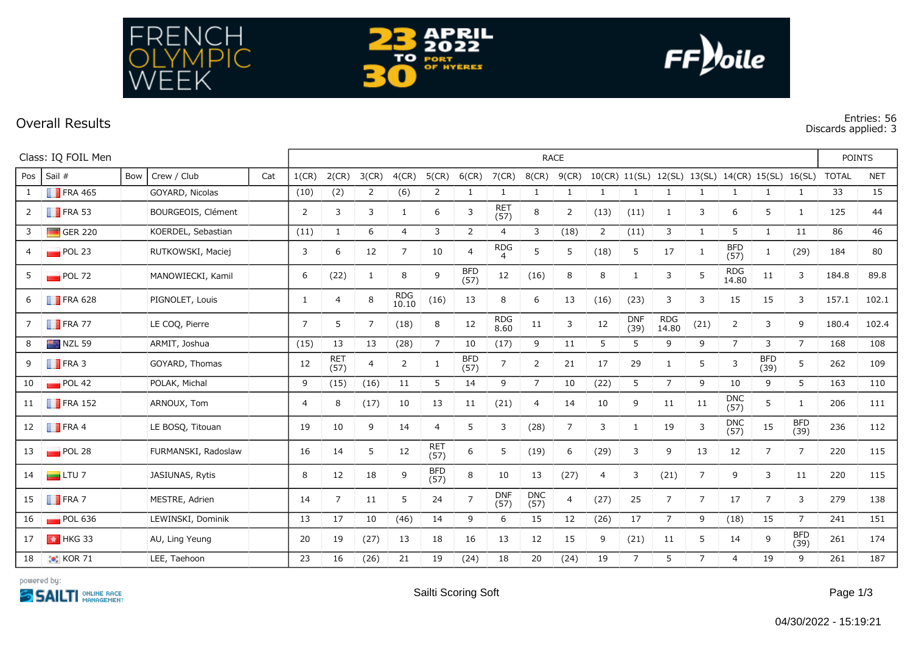FRENCH OLYMPIC WEEK

23 TO 30 APRIL 2022 PORT OF HYÈRES

FF Voile

## Overall Results

Entries: 56
Discards applied: 3

| Class: IQ FOIL Men | | | | | RACE | | | | | | | | | | | | | | | | POINTS | |
|---|---|---|---|---|---|---|---|---|---|---|---|---|---|---|---|---|---|---|---|---|---|---|
| Pos | Sail # | Bow | Crew / Club | Cat | 1(CR) | 2(CR) | 3(CR) | 4(CR) | 5(CR) | 6(CR) | 7(CR) | 8(CR) | 9(CR) | 10(CR) | 11(SL) | 12(SL) | 13(SL) | 14(CR) | 15(SL) | 16(SL) | TOTAL | NET |
| 1 | FRA 465 | | GOYARD, Nicolas | | (10) | (2) | 2 | (6) | 2 | 1 | 1 | 1 | 1 | 1 | 1 | 1 | 1 | 1 | 1 | 1 | 33 | 15 |
| 2 | FRA 53 | | BOURGEOIS, Clément | | 2 | 3 | 3 | 1 | 6 | 3 | RET (57) | 8 | 2 | (13) | (11) | 1 | 3 | 6 | 5 | 1 | 125 | 44 |
| 3 | GER 220 | | KOERDEL, Sebastian | | (11) | 1 | 6 | 4 | 3 | 2 | 4 | 3 | (18) | 2 | (11) | 3 | 1 | 5 | 1 | 11 | 86 | 46 |
| 4 | POL 23 | | RUTKOWSKI, Maciej | | 3 | 6 | 12 | 7 | 10 | 4 | RDG 4 | 5 | 5 | (18) | 5 | 17 | 1 | BFD (57) | 1 | (29) | 184 | 80 |
| 5 | POL 72 | | MANOWIECKI, Kamil | | 6 | (22) | 1 | 8 | 9 | BFD (57) | 12 | (16) | 8 | 8 | 1 | 3 | 5 | RDG 14.80 | 11 | 3 | 184.8 | 89.8 |
| 6 | FRA 628 | | PIGNOLET, Louis | | 1 | 4 | 8 | RDG 10.10 | (16) | 13 | 8 | 6 | 13 | (16) | (23) | 3 | 3 | 15 | 15 | 3 | 157.1 | 102.1 |
| 7 | FRA 77 | | LE COQ, Pierre | | 7 | 5 | 7 | (18) | 8 | 12 | RDG 8.60 | 11 | 3 | 12 | DNF (39) | RDG 14.80 | (21) | 2 | 3 | 9 | 180.4 | 102.4 |
| 8 | NZL 59 | | ARMIT, Joshua | | (15) | 13 | 13 | (28) | 7 | 10 | (17) | 9 | 11 | 5 | 5 | 9 | 9 | 7 | 3 | 7 | 168 | 108 |
| 9 | FRA 3 | | GOYARD, Thomas | | 12 | RET (57) | 4 | 2 | 1 | BFD (57) | 7 | 2 | 21 | 17 | 29 | 1 | 5 | 3 | BFD (39) | 5 | 262 | 109 |
| 10 | POL 42 | | POLAK, Michal | | 9 | (15) | (16) | 11 | 5 | 14 | 9 | 7 | 10 | (22) | 5 | 7 | 9 | 10 | 9 | 5 | 163 | 110 |
| 11 | FRA 152 | | ARNOUX, Tom | | 4 | 8 | (17) | 10 | 13 | 11 | (21) | 4 | 14 | 10 | 9 | 11 | 11 | DNC (57) | 5 | 1 | 206 | 111 |
| 12 | FRA 4 | | LE BOSQ, Titouan | | 19 | 10 | 9 | 14 | 4 | 5 | 3 | (28) | 7 | 3 | 1 | 19 | 3 | DNC (57) | 15 | BFD (39) | 236 | 112 |
| 13 | POL 28 | | FURMANSKI, Radoslaw | | 16 | 14 | 5 | 12 | RET (57) | 6 | 5 | (19) | 6 | (29) | 3 | 9 | 13 | 12 | 7 | 7 | 220 | 115 |
| 14 | LTU 7 | | JASIUNAS, Rytis | | 8 | 12 | 18 | 9 | BFD (57) | 8 | 10 | 13 | (27) | 4 | 3 | (21) | 7 | 9 | 3 | 11 | 220 | 115 |
| 15 | FRA 7 | | MESTRE, Adrien | | 14 | 7 | 11 | 5 | 24 | 7 | DNF (57) | DNC (57) | 4 | (27) | 25 | 7 | 7 | 17 | 7 | 3 | 279 | 138 |
| 16 | POL 636 | | LEWINSKI, Dominik | | 13 | 17 | 10 | (46) | 14 | 9 | 6 | 15 | 12 | (26) | 17 | 7 | 9 | (18) | 15 | 7 | 241 | 151 |
| 17 | HKG 33 | | AU, Ling Yeung | | 20 | 19 | (27) | 13 | 18 | 16 | 13 | 12 | 15 | 9 | (21) | 11 | 5 | 14 | 9 | BFD (39) | 261 | 174 |
| 18 | KOR 71 | | LEE, Taehoon | | 23 | 16 | (26) | 21 | 19 | (24) | 18 | 20 | (24) | 19 | 7 | 5 | 7 | 4 | 19 | 9 | 261 | 187 |

powered by: SAILTI ONLINE RACE MANAGEMENT

Sailti Scoring Soft

04/30/2022 - 15:19:21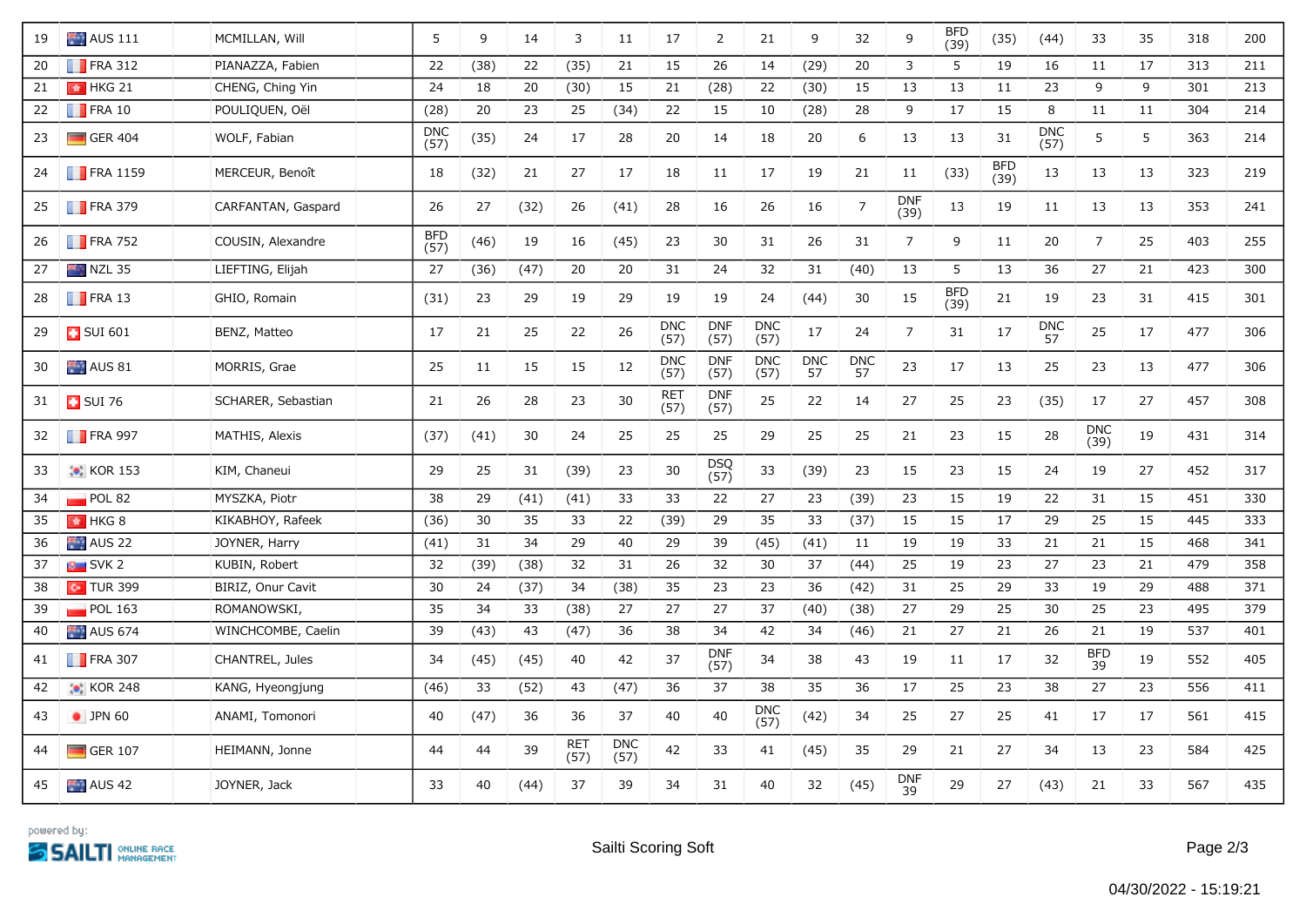| 19 | AUS 111 | MCMILLAN, Will | | 5 | 9 | 14 | 3 | 11 | 17 | 2 | 21 | 9 | 32 | 9 | BFD (39) | (35) | (44) | 33 | 35 | 318 | 200 |
|---|---|---|---|---|---|---|---|---|---|---|---|---|---|---|---|---|---|---|---|---|---|
| 20 | FRA 312 | PIANAZZA, Fabien | | 22 | (38) | 22 | (35) | 21 | 15 | 26 | 14 | (29) | 20 | 3 | 5 | 19 | 16 | 11 | 17 | 313 | 211 |
| 21 | HKG 21 | CHENG, Ching Yin | | 24 | 18 | 20 | (30) | 15 | 21 | (28) | 22 | (30) | 15 | 13 | 13 | 11 | 23 | 9 | 9 | 301 | 213 |
| 22 | FRA 10 | POULIQUEN, Oël | | (28) | 20 | 23 | 25 | (34) | 22 | 15 | 10 | (28) | 28 | 9 | 17 | 15 | 8 | 11 | 11 | 304 | 214 |
| 23 | GER 404 | WOLF, Fabian | | DNC (57) | (35) | 24 | 17 | 28 | 20 | 14 | 18 | 20 | 6 | 13 | 13 | 31 | DNC (57) | 5 | 5 | 363 | 214 |
| 24 | FRA 1159 | MERCEUR, Benoît | | 18 | (32) | 21 | 27 | 17 | 18 | 11 | 17 | 19 | 21 | 11 | (33) | BFD (39) | 13 | 13 | 13 | 323 | 219 |
| 25 | FRA 379 | CARFANTAN, Gaspard | | 26 | 27 | (32) | 26 | (41) | 28 | 16 | 26 | 16 | 7 | DNF (39) | 13 | 19 | 11 | 13 | 13 | 353 | 241 |
| 26 | FRA 752 | COUSIN, Alexandre | | BFD (57) | (46) | 19 | 16 | (45) | 23 | 30 | 31 | 26 | 31 | 7 | 9 | 11 | 20 | 7 | 25 | 403 | 255 |
| 27 | NZL 35 | LIEFTING, Elijah | | 27 | (36) | (47) | 20 | 20 | 31 | 24 | 32 | 31 | (40) | 13 | 5 | 13 | 36 | 27 | 21 | 423 | 300 |
| 28 | FRA 13 | GHIO, Romain | | (31) | 23 | 29 | 19 | 29 | 19 | 19 | 24 | (44) | 30 | 15 | BFD (39) | 21 | 19 | 23 | 31 | 415 | 301 |
| 29 | SUI 601 | BENZ, Matteo | | 17 | 21 | 25 | 22 | 26 | DNC (57) | DNF (57) | DNC (57) | 17 | 24 | 7 | 31 | 17 | DNC 57 | 25 | 17 | 477 | 306 |
| 30 | AUS 81 | MORRIS, Grae | | 25 | 11 | 15 | 15 | 12 | DNC (57) | DNF (57) | DNC (57) | DNC 57 | DNC 57 | 23 | 17 | 13 | 25 | 23 | 13 | 477 | 306 |
| 31 | SUI 76 | SCHARER, Sebastian | | 21 | 26 | 28 | 23 | 30 | RET (57) | DNF (57) | 25 | 22 | 14 | 27 | 25 | 23 | (35) | 17 | 27 | 457 | 308 |
| 32 | FRA 997 | MATHIS, Alexis | | (37) | (41) | 30 | 24 | 25 | 25 | 25 | 29 | 25 | 25 | 21 | 23 | 15 | 28 | DNC (39) | 19 | 431 | 314 |
| 33 | KOR 153 | KIM, Chaneui | | 29 | 25 | 31 | (39) | 23 | 30 | DSQ (57) | 33 | (39) | 23 | 15 | 23 | 15 | 24 | 19 | 27 | 452 | 317 |
| 34 | POL 82 | MYSZKA, Piotr | | 38 | 29 | (41) | (41) | 33 | 33 | 22 | 27 | 23 | (39) | 23 | 15 | 19 | 22 | 31 | 15 | 451 | 330 |
| 35 | HKG 8 | KIKABHOY, Rafeek | | (36) | 30 | 35 | 33 | 22 | (39) | 29 | 35 | 33 | (37) | 15 | 15 | 17 | 29 | 25 | 15 | 445 | 333 |
| 36 | AUS 22 | JOYNER, Harry | | (41) | 31 | 34 | 29 | 40 | 29 | 39 | (45) | (41) | 11 | 19 | 19 | 33 | 21 | 21 | 15 | 468 | 341 |
| 37 | SVK 2 | KUBIN, Robert | | 32 | (39) | (38) | 32 | 31 | 26 | 32 | 30 | 37 | (44) | 25 | 19 | 23 | 27 | 23 | 21 | 479 | 358 |
| 38 | TUR 399 | BIRIZ, Onur Cavit | | 30 | 24 | (37) | 34 | (38) | 35 | 23 | 23 | 36 | (42) | 31 | 25 | 29 | 33 | 19 | 29 | 488 | 371 |
| 39 | POL 163 | ROMANOWSKI, | | 35 | 34 | 33 | (38) | 27 | 27 | 27 | 37 | (40) | (38) | 27 | 29 | 25 | 30 | 25 | 23 | 495 | 379 |
| 40 | AUS 674 | WINCHCOMBE, Caelin | | 39 | (43) | 43 | (47) | 36 | 38 | 34 | 42 | 34 | (46) | 21 | 27 | 21 | 26 | 21 | 19 | 537 | 401 |
| 41 | FRA 307 | CHANTREL, Jules | | 34 | (45) | (45) | 40 | 42 | 37 | DNF (57) | 34 | 38 | 43 | 19 | 11 | 17 | 32 | BFD 39 | 19 | 552 | 405 |
| 42 | KOR 248 | KANG, Hyeongjung | | (46) | 33 | (52) | 43 | (47) | 36 | 37 | 38 | 35 | 36 | 17 | 25 | 23 | 38 | 27 | 23 | 556 | 411 |
| 43 | JPN 60 | ANAMI, Tomonori | | 40 | (47) | 36 | 36 | 37 | 40 | 40 | DNC (57) | (42) | 34 | 25 | 27 | 25 | 41 | 17 | 17 | 561 | 415 |
| 44 | GER 107 | HEIMANN, Jonne | | 44 | 44 | 39 | RET (57) | DNC (57) | 42 | 33 | 41 | (45) | 35 | 29 | 21 | 27 | 34 | 13 | 23 | 584 | 425 |
| 45 | AUS 42 | JOYNER, Jack | | 33 | 40 | (44) | 37 | 39 | 34 | 31 | 40 | 32 | (45) | DNF 39 | 29 | 27 | (43) | 21 | 33 | 567 | 435 |

powered by: SAILTI ONLINE RACE MANAGEMENT

Sailti Scoring Soft

04/30/2022 - 15:19:21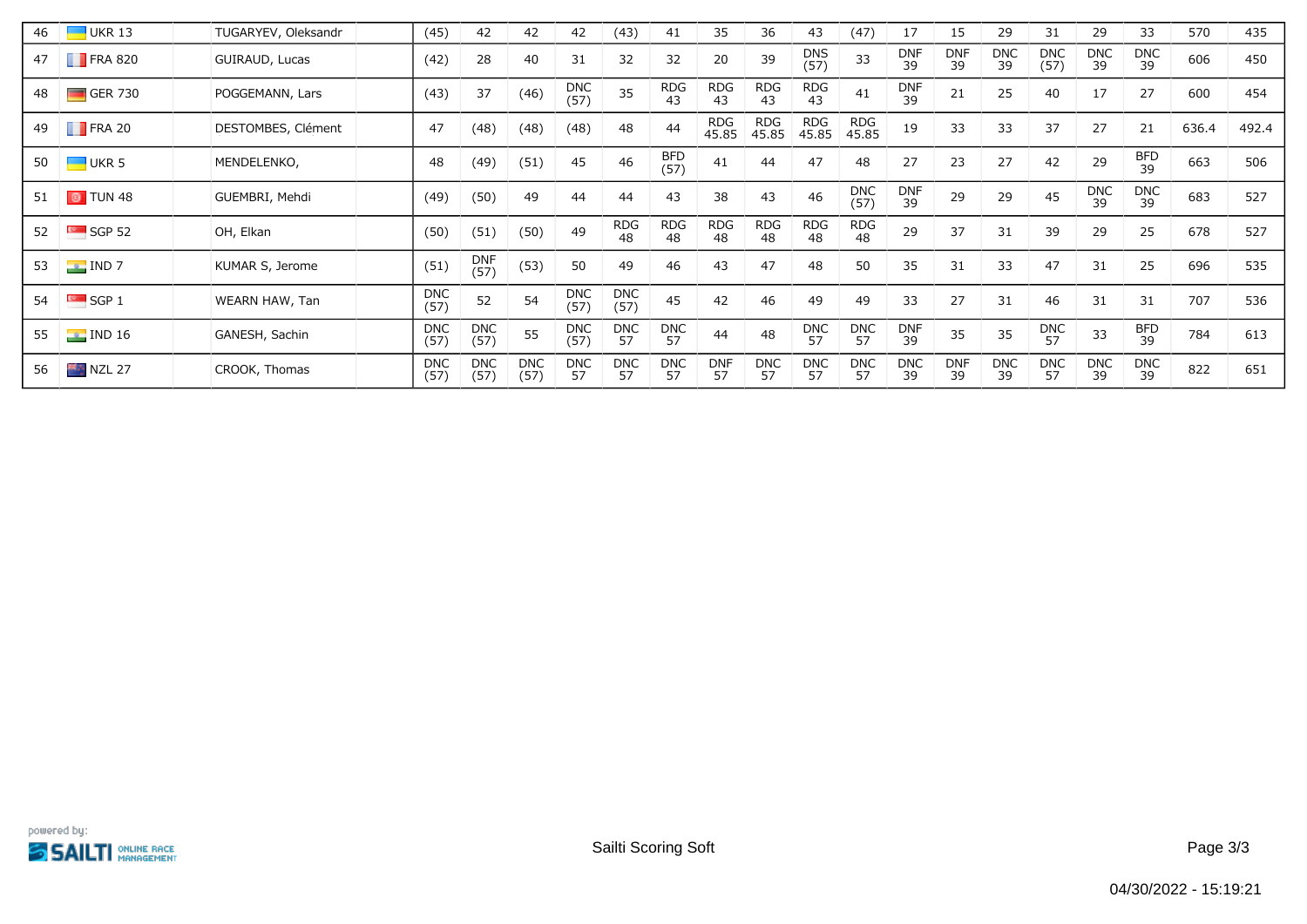| | | | | | | | | | | | | | | | | | | | | | | | | | |
|---|---|---|---|---|---|---|---|---|---|---|---|---|---|---|---|---|---|---|---|---|---|---|---|---|---|
| 46 | UKR 13 | | TUGARYEV, Oleksandr | | (45) | 42 | 42 | 42 | (43) | 41 | 35 | 36 | 43 | (47) | 17 | 15 | 29 | 31 | 29 | 33 | 570 | 435 |
| 47 | FRA 820 | | GUIRAUD, Lucas | | (42) | 28 | 40 | 31 | 32 | 32 | 20 | 39 | DNS (57) | 33 | DNF 39 | DNF 39 | DNC 39 | DNC (57) | DNC 39 | DNC 39 | 606 | 450 |
| 48 | GER 730 | | POGGEMANN, Lars | | (43) | 37 | (46) | DNC (57) | 35 | RDG 43 | RDG 43 | RDG 43 | RDG 43 | 41 | DNF 39 | 21 | 25 | 40 | 17 | 27 | 600 | 454 |
| 49 | FRA 20 | | DESTOMBES, Clément | | 47 | (48) | (48) | (48) | 48 | 44 | RDG 45.85 | RDG 45.85 | RDG 45.85 | RDG 45.85 | 19 | 33 | 33 | 37 | 27 | 21 | 636.4 | 492.4 |
| 50 | UKR 5 | | MENDELENKO, | | 48 | (49) | (51) | 45 | 46 | BFD (57) | 41 | 44 | 47 | 48 | 27 | 23 | 27 | 42 | 29 | BFD 39 | 663 | 506 |
| 51 | TUN 48 | | GUEMBRI, Mehdi | | (49) | (50) | 49 | 44 | 44 | 43 | 38 | 43 | 46 | DNC (57) | DNF 39 | 29 | 29 | 45 | DNC 39 | DNC 39 | 683 | 527 |
| 52 | SGP 52 | | OH, Elkan | | (50) | (51) | (50) | 49 | RDG 48 | RDG 48 | RDG 48 | RDG 48 | RDG 48 | RDG 48 | 29 | 37 | 31 | 39 | 29 | 25 | 678 | 527 |
| 53 | IND 7 | | KUMAR S, Jerome | | (51) | DNF (57) | (53) | 50 | 49 | 46 | 43 | 47 | 48 | 50 | 35 | 31 | 33 | 47 | 31 | 25 | 696 | 535 |
| 54 | SGP 1 | | WEARN HAW, Tan | | DNC (57) | 52 | 54 | DNC (57) | DNC (57) | 45 | 42 | 46 | 49 | 49 | 33 | 27 | 31 | 46 | 31 | 31 | 707 | 536 |
| 55 | IND 16 | | GANESH, Sachin | | DNC (57) | DNC (57) | 55 | DNC (57) | DNC 57 | DNC 57 | 44 | 48 | DNC 57 | DNC 57 | DNF 39 | 35 | 35 | DNC 57 | 33 | BFD 39 | 784 | 613 |
| 56 | NZL 27 | | CROOK, Thomas | | DNC (57) | DNC (57) | DNC (57) | DNC 57 | DNC 57 | DNC 57 | DNF 57 | DNC 57 | DNC 57 | DNC 57 | DNC 39 | DNF 39 | DNC 39 | DNC 57 | DNC 39 | DNC 39 | 822 | 651 |

powered by: SAILTI ONLINE RACE MANAGEMENT

Sailti Scoring Soft

04/30/2022 - 15:19:21